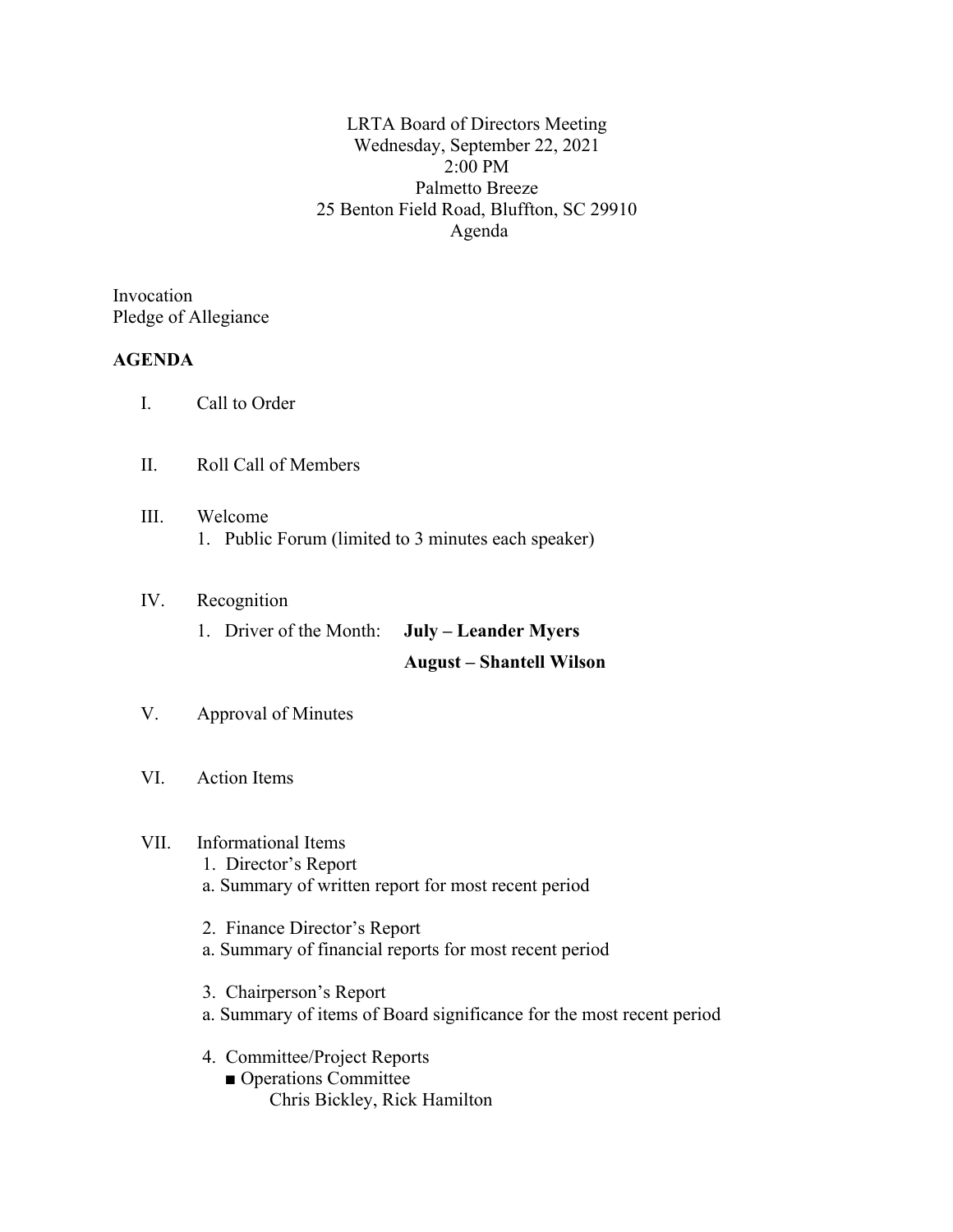LRTA Board of Directors Meeting
Wednesday, September 22, 2021
2:00 PM
Palmetto Breeze
25 Benton Field Road, Bluffton, SC 29910
Agenda

Invocation
Pledge of Allegiance

**AGENDA**

I. Call to Order

II. Roll Call of Members

III. Welcome
   1. Public Forum (limited to 3 minutes each speaker)

IV. Recognition
   1. Driver of the Month: **July – Leander Myers**
      **August – Shantell Wilson**

V. Approval of Minutes

VI. Action Items

VII. Informational Items
   1. Director's Report
   a. Summary of written report for most recent period

   2. Finance Director's Report
   a. Summary of financial reports for most recent period

   3. Chairperson's Report
   a. Summary of items of Board significance for the most recent period

   4. Committee/Project Reports
      ■ Operations Committee
         Chris Bickley, Rick Hamilton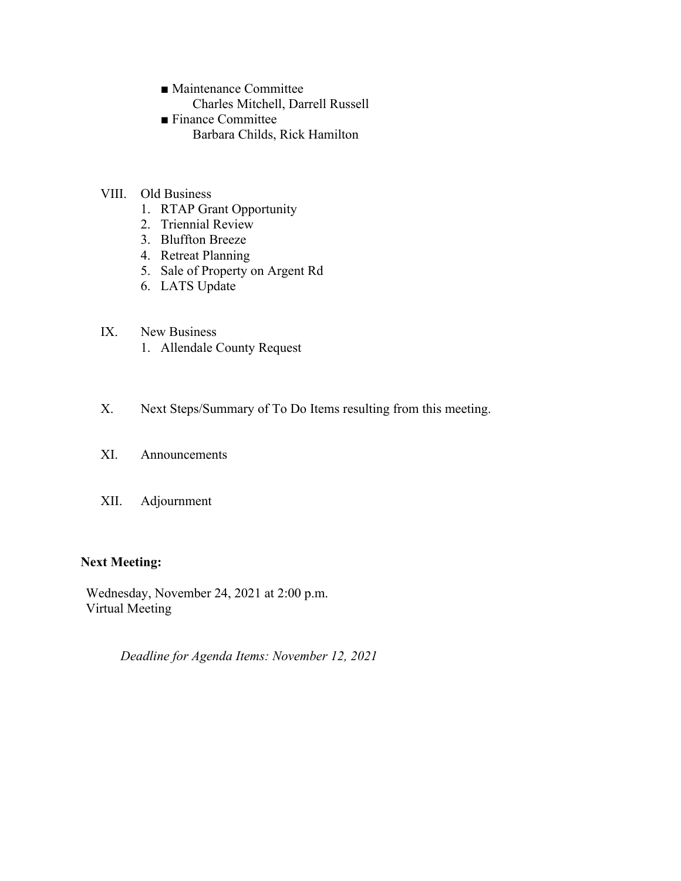- ■ Maintenance Committee
  Charles Mitchell, Darrell Russell
- ■ Finance Committee
  Barbara Childs, Rick Hamilton

VIII. Old Business
1. RTAP Grant Opportunity
2. Triennial Review
3. Bluffton Breeze
4. Retreat Planning
5. Sale of Property on Argent Rd
6. LATS Update

IX. New Business
1. Allendale County Request

X. Next Steps/Summary of To Do Items resulting from this meeting.

XI. Announcements

XII. Adjournment

**Next Meeting:**

Wednesday, November 24, 2021 at 2:00 p.m.
Virtual Meeting

*Deadline for Agenda Items: November 12, 2021*